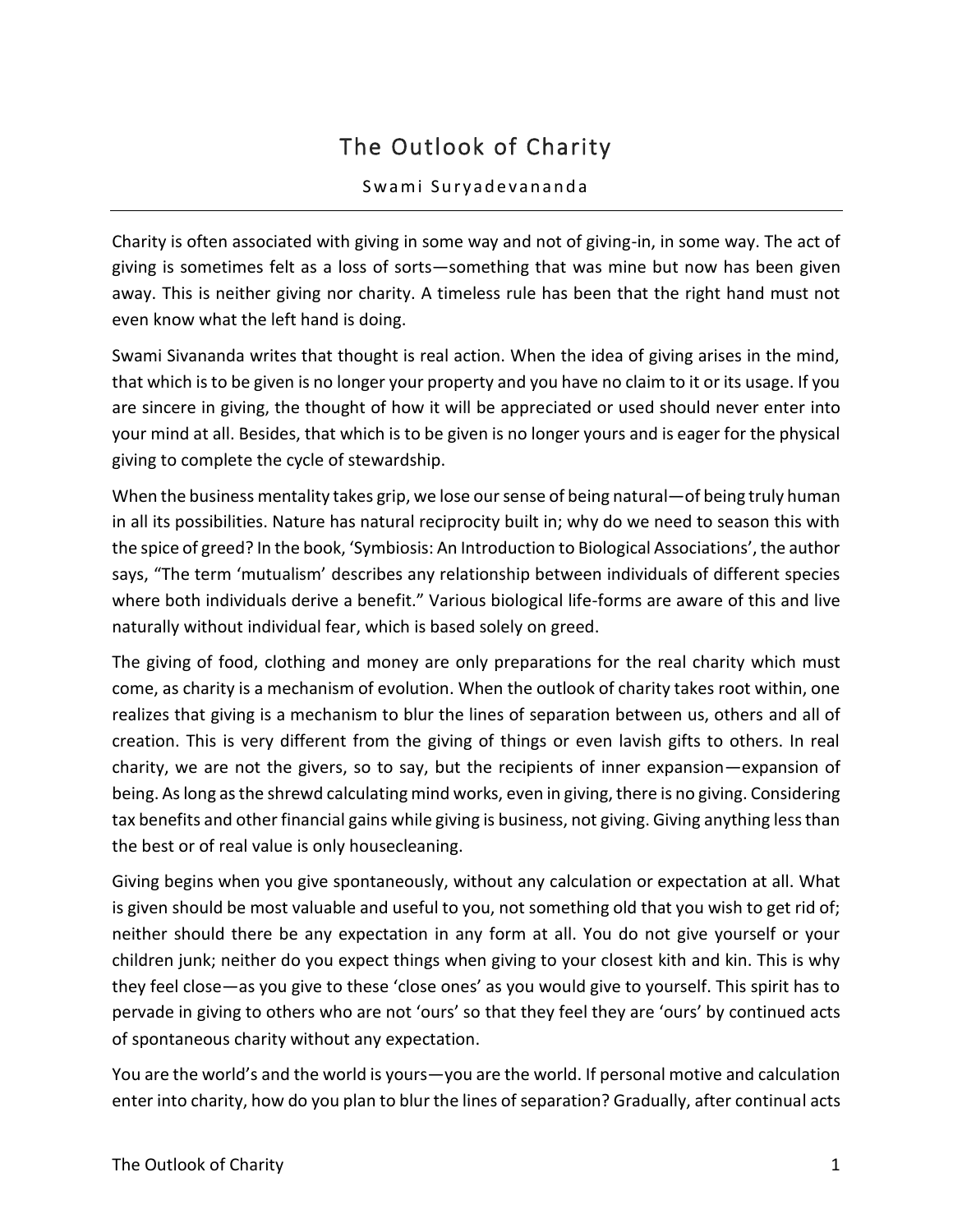# The Outlook of Charity

Swami Suryadevananda

---

Charity is often associated with giving in some way and not of giving-in, in some way. The act of giving is sometimes felt as a loss of sorts—something that was mine but now has been given away. This is neither giving nor charity. A timeless rule has been that the right hand must not even know what the left hand is doing.

Swami Sivananda writes that thought is real action. When the idea of giving arises in the mind, that which is to be given is no longer your property and you have no claim to it or its usage. If you are sincere in giving, the thought of how it will be appreciated or used should never enter into your mind at all. Besides, that which is to be given is no longer yours and is eager for the physical giving to complete the cycle of stewardship.

When the business mentality takes grip, we lose our sense of being natural—of being truly human in all its possibilities. Nature has natural reciprocity built in; why do we need to season this with the spice of greed? In the book, 'Symbiosis: An Introduction to Biological Associations', the author says, "The term 'mutualism' describes any relationship between individuals of different species where both individuals derive a benefit." Various biological life-forms are aware of this and live naturally without individual fear, which is based solely on greed.

The giving of food, clothing and money are only preparations for the real charity which must come, as charity is a mechanism of evolution. When the outlook of charity takes root within, one realizes that giving is a mechanism to blur the lines of separation between us, others and all of creation. This is very different from the giving of things or even lavish gifts to others. In real charity, we are not the givers, so to say, but the recipients of inner expansion—expansion of being. As long as the shrewd calculating mind works, even in giving, there is no giving. Considering tax benefits and other financial gains while giving is business, not giving. Giving anything less than the best or of real value is only housecleaning.

Giving begins when you give spontaneously, without any calculation or expectation at all. What is given should be most valuable and useful to you, not something old that you wish to get rid of; neither should there be any expectation in any form at all. You do not give yourself or your children junk; neither do you expect things when giving to your closest kith and kin. This is why they feel close—as you give to these 'close ones' as you would give to yourself. This spirit has to pervade in giving to others who are not 'ours' so that they feel they are 'ours' by continued acts of spontaneous charity without any expectation.

You are the world's and the world is yours—you are the world. If personal motive and calculation enter into charity, how do you plan to blur the lines of separation? Gradually, after continual acts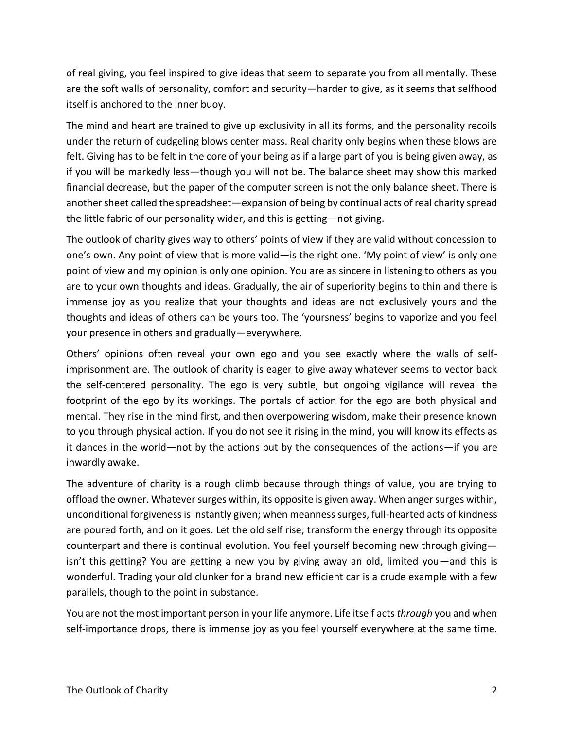of real giving, you feel inspired to give ideas that seem to separate you from all mentally. These are the soft walls of personality, comfort and security—harder to give, as it seems that selfhood itself is anchored to the inner buoy.

The mind and heart are trained to give up exclusivity in all its forms, and the personality recoils under the return of cudgeling blows center mass. Real charity only begins when these blows are felt. Giving has to be felt in the core of your being as if a large part of you is being given away, as if you will be markedly less—though you will not be. The balance sheet may show this marked financial decrease, but the paper of the computer screen is not the only balance sheet. There is another sheet called the spreadsheet—expansion of being by continual acts of real charity spread the little fabric of our personality wider, and this is getting—not giving.

The outlook of charity gives way to others' points of view if they are valid without concession to one's own. Any point of view that is more valid—is the right one. 'My point of view' is only one point of view and my opinion is only one opinion. You are as sincere in listening to others as you are to your own thoughts and ideas. Gradually, the air of superiority begins to thin and there is immense joy as you realize that your thoughts and ideas are not exclusively yours and the thoughts and ideas of others can be yours too. The 'yoursness' begins to vaporize and you feel your presence in others and gradually—everywhere.

Others' opinions often reveal your own ego and you see exactly where the walls of self-imprisonment are. The outlook of charity is eager to give away whatever seems to vector back the self-centered personality. The ego is very subtle, but ongoing vigilance will reveal the footprint of the ego by its workings. The portals of action for the ego are both physical and mental. They rise in the mind first, and then overpowering wisdom, make their presence known to you through physical action. If you do not see it rising in the mind, you will know its effects as it dances in the world—not by the actions but by the consequences of the actions—if you are inwardly awake.

The adventure of charity is a rough climb because through things of value, you are trying to offload the owner. Whatever surges within, its opposite is given away. When anger surges within, unconditional forgiveness is instantly given; when meanness surges, full-hearted acts of kindness are poured forth, and on it goes. Let the old self rise; transform the energy through its opposite counterpart and there is continual evolution. You feel yourself becoming new through giving—isn't this getting? You are getting a new you by giving away an old, limited you—and this is wonderful. Trading your old clunker for a brand new efficient car is a crude example with a few parallels, though to the point in substance.

You are not the most important person in your life anymore. Life itself acts *through* you and when self-importance drops, there is immense joy as you feel yourself everywhere at the same time.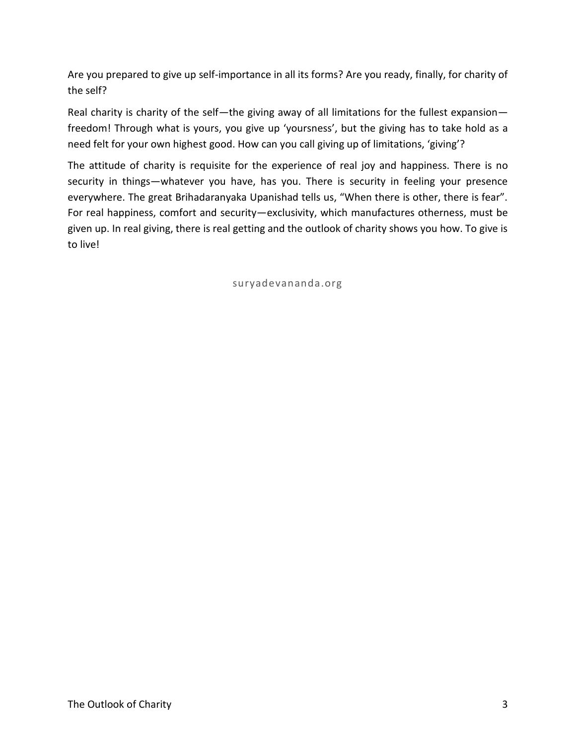Are you prepared to give up self-importance in all its forms? Are you ready, finally, for charity of the self?

Real charity is charity of the self—the giving away of all limitations for the fullest expansion—freedom! Through what is yours, you give up 'yoursness', but the giving has to take hold as a need felt for your own highest good. How can you call giving up of limitations, 'giving'?

The attitude of charity is requisite for the experience of real joy and happiness. There is no security in things—whatever you have, has you. There is security in feeling your presence everywhere. The great Brihadaranyaka Upanishad tells us, "When there is other, there is fear". For real happiness, comfort and security—exclusivity, which manufactures otherness, must be given up. In real giving, there is real getting and the outlook of charity shows you how. To give is to live!

suryadevananda.org